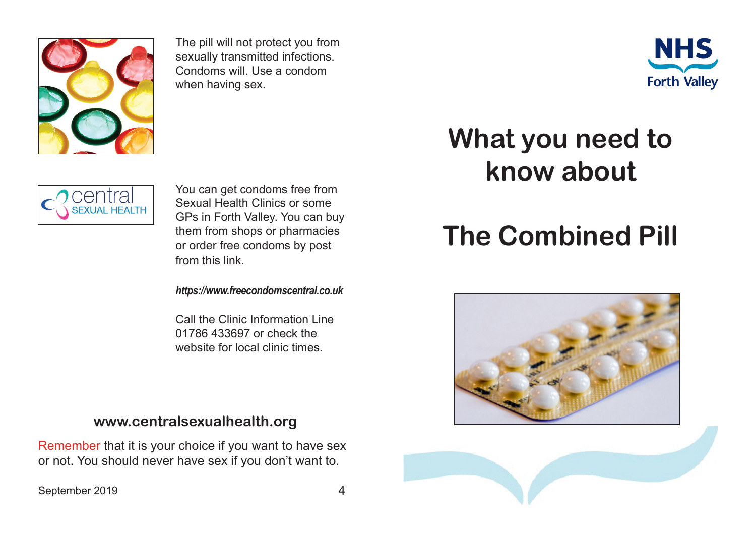The pill will not protect you from sexually transmitted infections. Condoms will. Use a condom when having sex.

central SEXUAL HEALTH

You can get condoms free from Sexual Health Clinics or some GPs in Forth Valley. You can buy them from shops or pharmacies or order free condoms by post from this link.

***https://www.freecondomscentral.co.uk***

Call the Clinic Information Line 01786 433697 or check the website for local clinic times.

**www.centralsexualhealth.org**

Remember that it is your choice if you want to have sex or not. You should never have sex if you don't want to.

September 2019

NHS Forth Valley

# What you need to know about

# The Combined Pill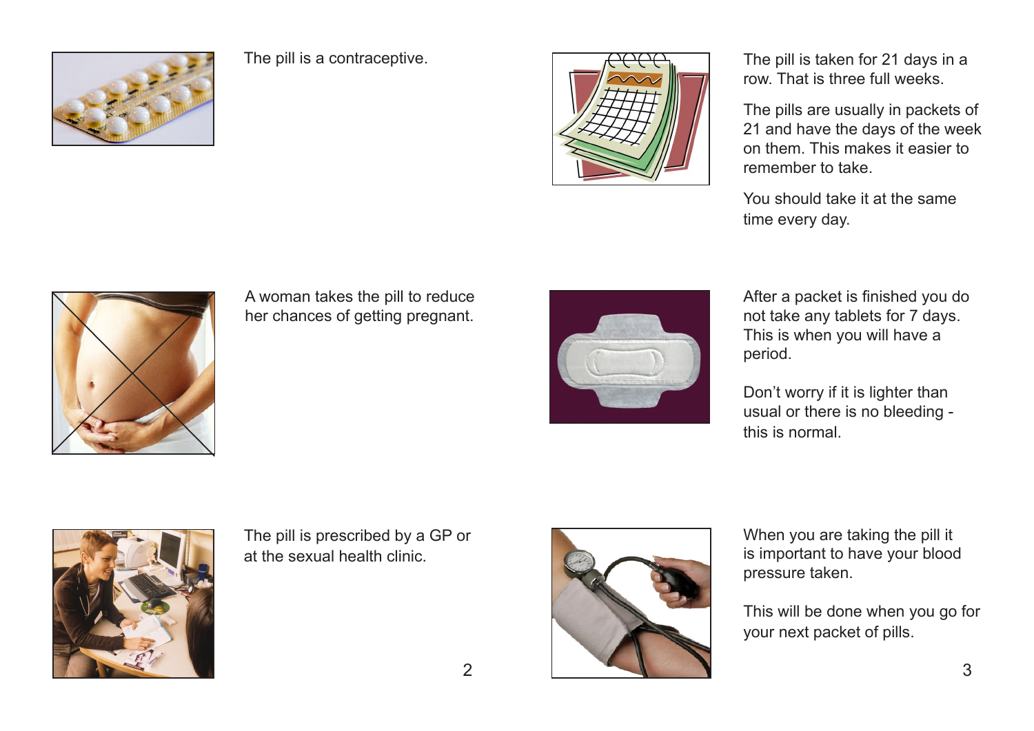The pill is a contraceptive.

A woman takes the pill to reduce her chances of getting pregnant.

The pill is prescribed by a GP or at the sexual health clinic.

The pill is taken for 21 days in a row. That is three full weeks.

The pills are usually in packets of 21 and have the days of the week on them. This makes it easier to remember to take.

You should take it at the same time every day.

After a packet is finished you do not take any tablets for 7 days. This is when you will have a period.

Don't worry if it is lighter than usual or there is no bleeding - this is normal.

When you are taking the pill it is important to have your blood pressure taken.

This will be done when you go for your next packet of pills.